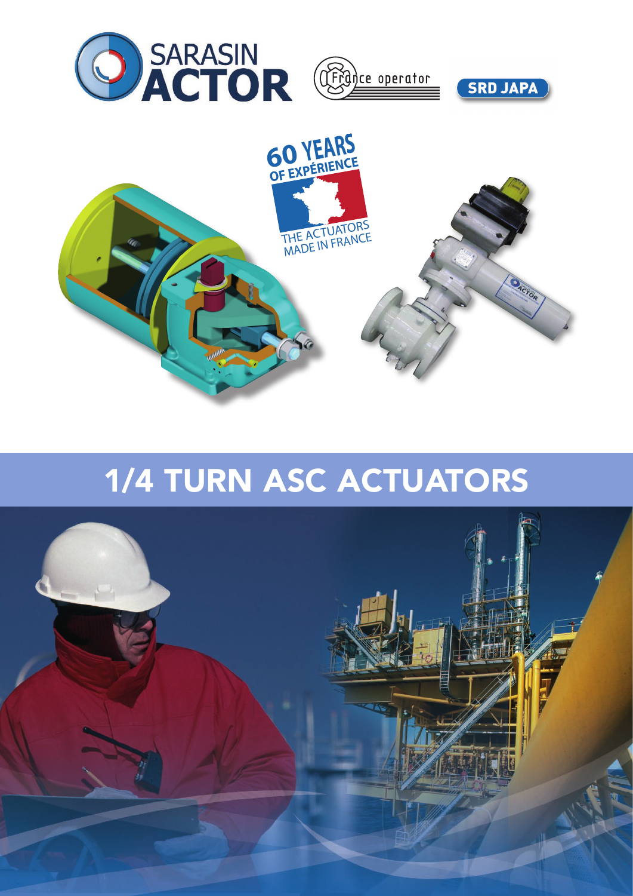SARASIN ACTOR

France operator

SRD JAPA

60 YEARS OF EXPÉRIENCE

THE ACTUATORS MADE IN FRANCE

# 1/4 TURN ASC ACTUATORS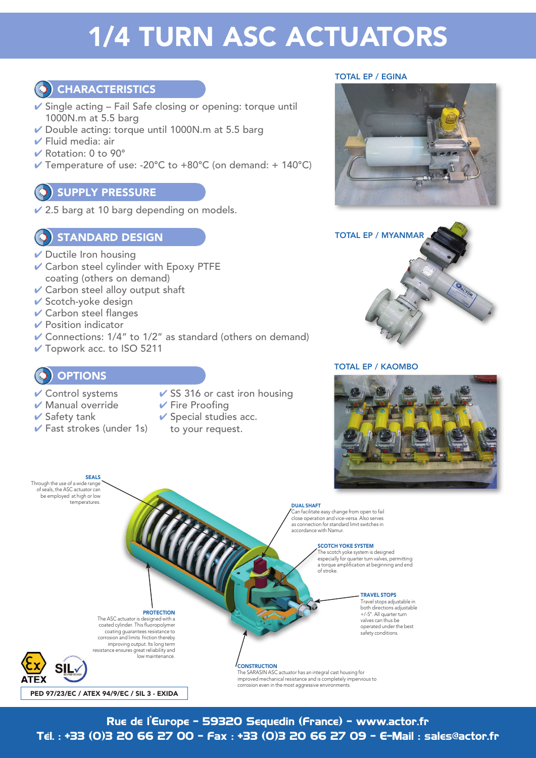# 1/4 TURN ASC ACTUATORS

## CHARACTERISTICS

- ✔ Single acting – Fail Safe closing or opening: torque until 1000N.m at 5.5 barg
- ✔ Double acting: torque until 1000N.m at 5.5 barg
- ✔ Fluid media: air
- ✔ Rotation: 0 to 90°
- ✔ Temperature of use: -20°C to +80°C (on demand: + 140°C)

## SUPPLY PRESSURE

- ✔ 2.5 barg at 10 barg depending on models.

## STANDARD DESIGN

- ✔ Ductile Iron housing
- ✔ Carbon steel cylinder with Epoxy PTFE coating (others on demand)
- ✔ Carbon steel alloy output shaft
- ✔ Scotch-yoke design
- ✔ Carbon steel flanges
- ✔ Position indicator
- ✔ Connections: 1/4" to 1/2" as standard (others on demand)
- ✔ Topwork acc. to ISO 5211

## OPTIONS

- ✔ Control systems
- ✔ Manual override
- ✔ Safety tank
- ✔ Fast strokes (under 1s)
- ✔ SS 316 or cast iron housing
- ✔ Fire Proofing
- ✔ Special studies acc. to your request.

TOTAL EP / EGINA

TOTAL EP / MYANMAR

TOTAL EP / KAOMBO

**SEALS**
Through the use of a wide range of seals, the ASC actuator can be employed at high or low temperatures.

**DUAL SHAFT**
Can facilitate easy change from open to fail close operation and vice-versa. Also serves as connection for standard limit switches in accordance with Namur.

**SCOTCH YOKE SYSTEM**
The scotch yoke system is designed especially for quarter turn valves, permitting a torque amplification at beginning and end of stroke.

**TRAVEL STOPS**
Travel stops adjustable in both directions adjustable +/-5°. All quarter turn valves can thus be operated under the best safety conditions.

**PROTECTION**
The ASC actuator is designed with a coated cylinder. This fluoropolymer coating guarantees resistance to corrosion and limits friction thereby improving output. Its long term resistance ensures great reliability and low maintenance.

**CONSTRUCTION**
The SARASIN ASC actuator has an integral cast housing for improved mechanical resistance and is completely impervious to corrosion even in the most aggressive environments.

ATEX SIL

PED 97/23/EC / ATEX 94/9/EC / SIL 3 - EXIDA

Rue de l'Europe - 59320 Sequedin (France) - www.actor.fr
Tél. : +33 (0)3 20 66 27 00 - Fax : +33 (0)3 20 66 27 09 - E-Mail : sales@actor.fr